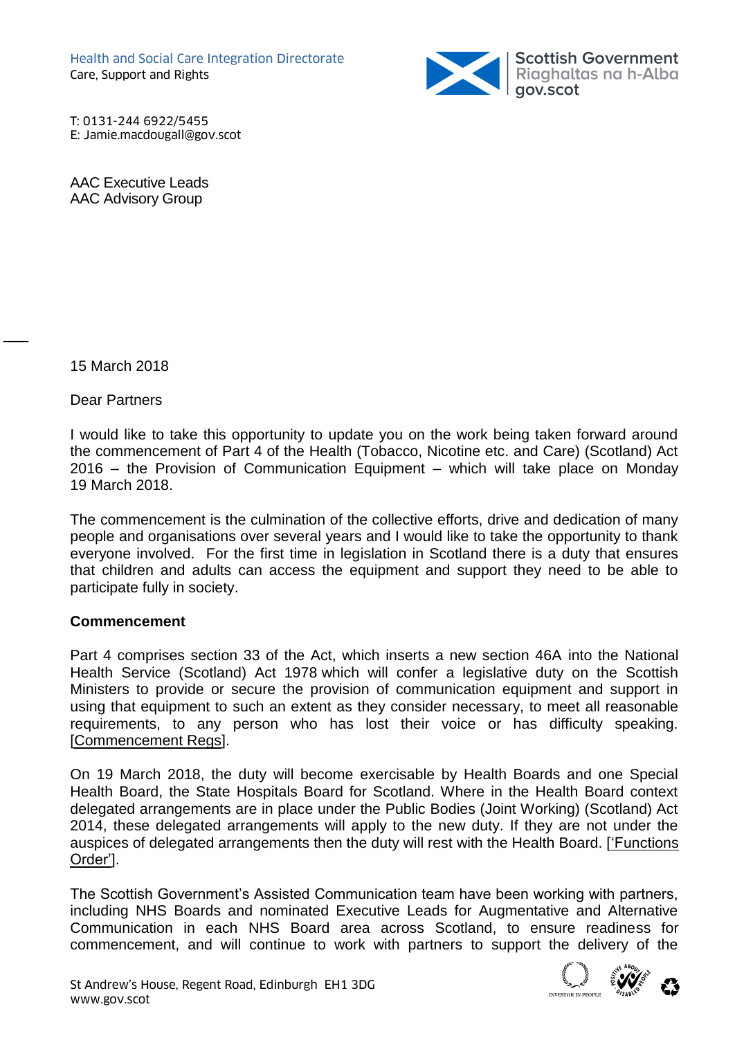Health and Social Care Integration Directorate
Care, Support and Rights

Scottish Government
Riaghaltas na h-Alba
gov.scot

T: 0131-244 6922/5455
E: Jamie.macdougall@gov.scot

AAC Executive Leads
AAC Advisory Group

15 March 2018

Dear Partners

I would like to take this opportunity to update you on the work being taken forward around the commencement of Part 4 of the Health (Tobacco, Nicotine etc. and Care) (Scotland) Act 2016 – the Provision of Communication Equipment – which will take place on Monday 19 March 2018.

The commencement is the culmination of the collective efforts, drive and dedication of many people and organisations over several years and I would like to take the opportunity to thank everyone involved. For the first time in legislation in Scotland there is a duty that ensures that children and adults can access the equipment and support they need to be able to participate fully in society.

**Commencement**

Part 4 comprises section 33 of the Act, which inserts a new section 46A into the National Health Service (Scotland) Act 1978 which will confer a legislative duty on the Scottish Ministers to provide or secure the provision of communication equipment and support in using that equipment to such an extent as they consider necessary, to meet all reasonable requirements, to any person who has lost their voice or has difficulty speaking. [Commencement Regs].

On 19 March 2018, the duty will become exercisable by Health Boards and one Special Health Board, the State Hospitals Board for Scotland. Where in the Health Board context delegated arrangements are in place under the Public Bodies (Joint Working) (Scotland) Act 2014, these delegated arrangements will apply to the new duty. If they are not under the auspices of delegated arrangements then the duty will rest with the Health Board. ['Functions Order'].

The Scottish Government's Assisted Communication team have been working with partners, including NHS Boards and nominated Executive Leads for Augmentative and Alternative Communication in each NHS Board area across Scotland, to ensure readiness for commencement, and will continue to work with partners to support the delivery of the

St Andrew's House, Regent Road, Edinburgh EH1 3DG
www.gov.scot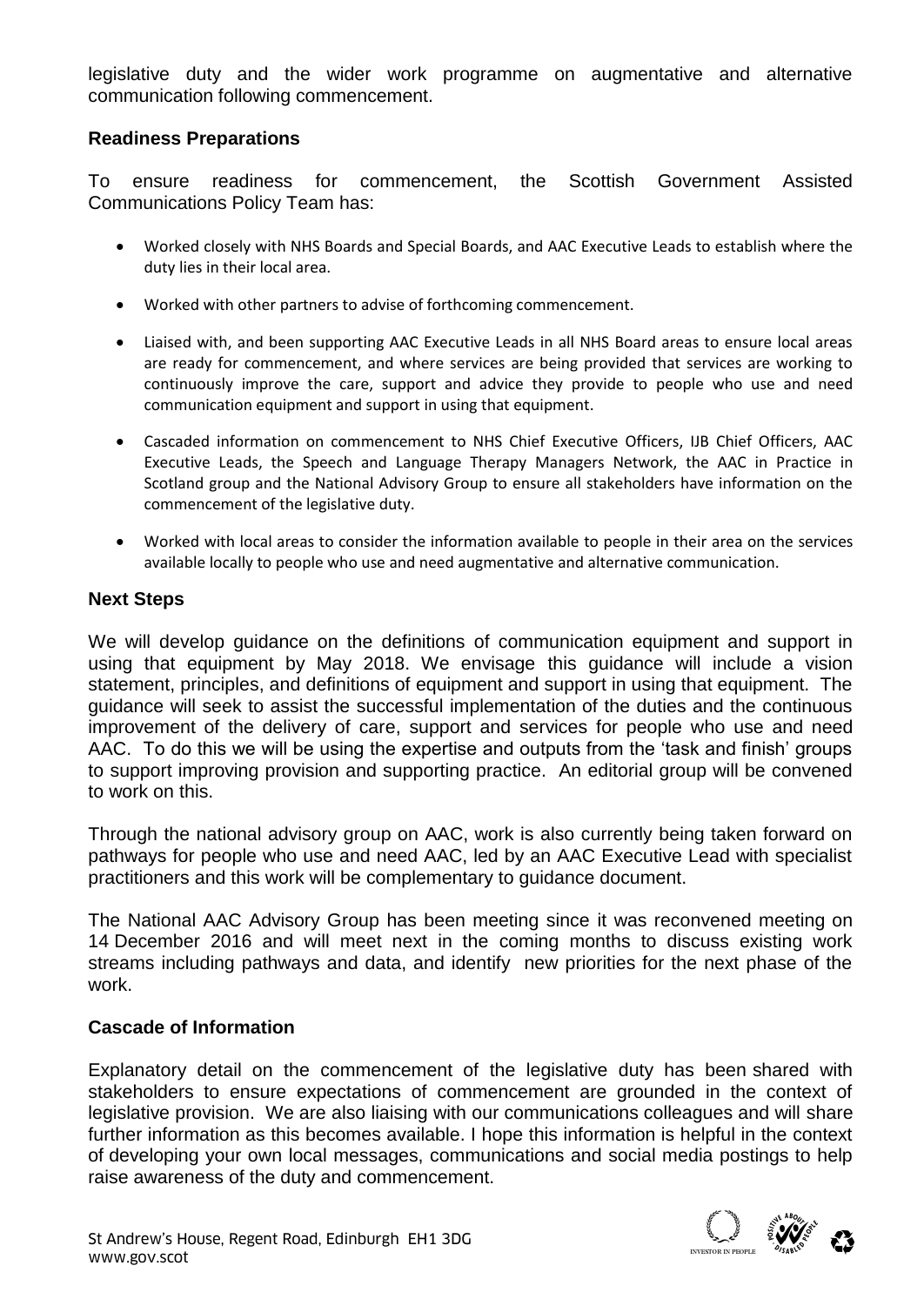legislative duty and the wider work programme on augmentative and alternative communication following commencement.

**Readiness Preparations**

To ensure readiness for commencement, the Scottish Government Assisted Communications Policy Team has:

- Worked closely with NHS Boards and Special Boards, and AAC Executive Leads to establish where the duty lies in their local area.
- Worked with other partners to advise of forthcoming commencement.
- Liaised with, and been supporting AAC Executive Leads in all NHS Board areas to ensure local areas are ready for commencement, and where services are being provided that services are working to continuously improve the care, support and advice they provide to people who use and need communication equipment and support in using that equipment.
- Cascaded information on commencement to NHS Chief Executive Officers, IJB Chief Officers, AAC Executive Leads, the Speech and Language Therapy Managers Network, the AAC in Practice in Scotland group and the National Advisory Group to ensure all stakeholders have information on the commencement of the legislative duty.
- Worked with local areas to consider the information available to people in their area on the services available locally to people who use and need augmentative and alternative communication.

**Next Steps**

We will develop guidance on the definitions of communication equipment and support in using that equipment by May 2018. We envisage this guidance will include a vision statement, principles, and definitions of equipment and support in using that equipment. The guidance will seek to assist the successful implementation of the duties and the continuous improvement of the delivery of care, support and services for people who use and need AAC. To do this we will be using the expertise and outputs from the 'task and finish' groups to support improving provision and supporting practice. An editorial group will be convened to work on this.

Through the national advisory group on AAC, work is also currently being taken forward on pathways for people who use and need AAC, led by an AAC Executive Lead with specialist practitioners and this work will be complementary to guidance document.

The National AAC Advisory Group has been meeting since it was reconvened meeting on 14 December 2016 and will meet next in the coming months to discuss existing work streams including pathways and data, and identify new priorities for the next phase of the work.

**Cascade of Information**

Explanatory detail on the commencement of the legislative duty has been shared with stakeholders to ensure expectations of commencement are grounded in the context of legislative provision. We are also liaising with our communications colleagues and will share further information as this becomes available. I hope this information is helpful in the context of developing your own local messages, communications and social media postings to help raise awareness of the duty and commencement.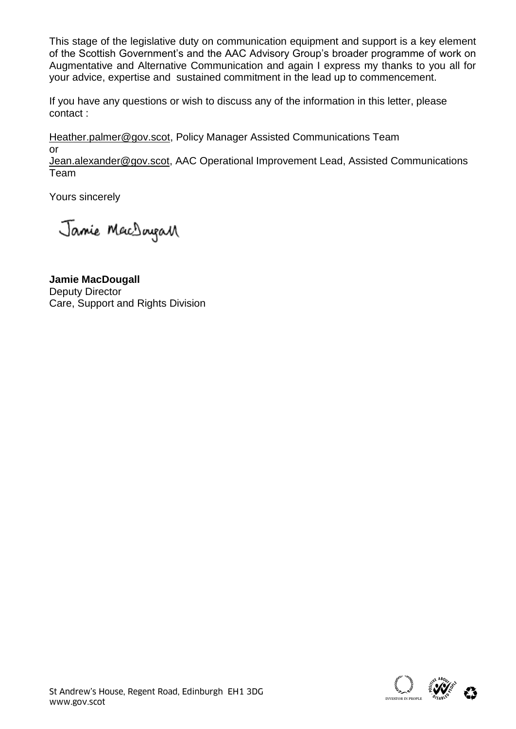This stage of the legislative duty on communication equipment and support is a key element of the Scottish Government's and the AAC Advisory Group's broader programme of work on Augmentative and Alternative Communication and again I express my thanks to you all for your advice, expertise and sustained commitment in the lead up to commencement.

If you have any questions or wish to discuss any of the information in this letter, please contact :

Heather.palmer@gov.scot, Policy Manager Assisted Communications Team
or
Jean.alexander@gov.scot, AAC Operational Improvement Lead, Assisted Communications Team

Yours sincerely

Jamie MacDougall

**Jamie MacDougall**
Deputy Director
Care, Support and Rights Division

St Andrew's House, Regent Road, Edinburgh EH1 3DG
www.gov.scot